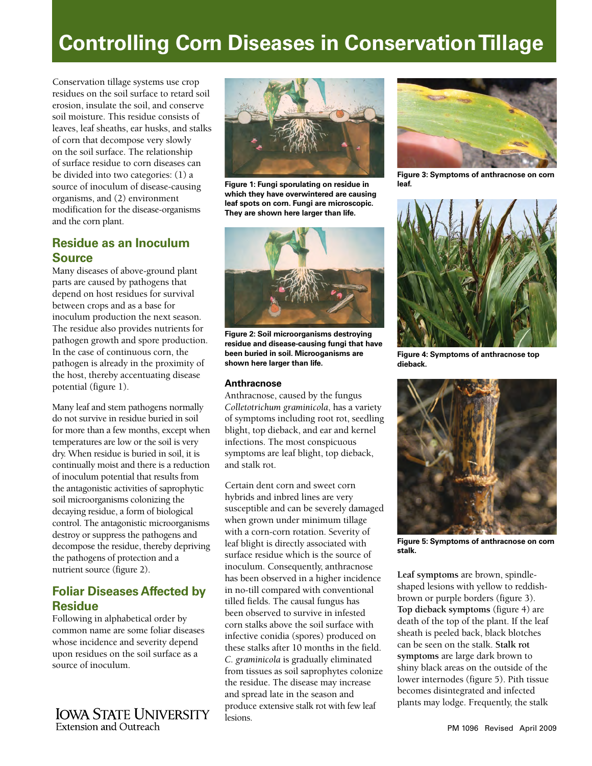# Controlling Corn Diseases in Conservation Tillage

Conservation tillage systems use crop residues on the soil surface to retard soil erosion, insulate the soil, and conserve soil moisture. This residue consists of leaves, leaf sheaths, ear husks, and stalks of corn that decompose very slowly on the soil surface. The relationship of surface residue to corn diseases can be divided into two categories: (1) a source of inoculum of disease-causing organisms, and (2) environment modification for the disease-organisms and the corn plant.

## Residue as an Inoculum Source

Many diseases of above-ground plant parts are caused by pathogens that depend on host residues for survival between crops and as a base for inoculum production the next season. The residue also provides nutrients for pathogen growth and spore production. In the case of continuous corn, the pathogen is already in the proximity of the host, thereby accentuating disease potential (figure 1).

Many leaf and stem pathogens normally do not survive in residue buried in soil for more than a few months, except when temperatures are low or the soil is very dry. When residue is buried in soil, it is continually moist and there is a reduction of inoculum potential that results from the antagonistic activities of saprophytic soil microorganisms colonizing the decaying residue, a form of biological control. The antagonistic microorganisms destroy or suppress the pathogens and decompose the residue, thereby depriving the pathogens of protection and a nutrient source (figure 2).

## Foliar Diseases Affected by Residue

Following in alphabetical order by common name are some foliar diseases whose incidence and severity depend upon residues on the soil surface as a source of inoculum.

**Figure 1: Fungi sporulating on residue in which they have overwintered are causing leaf spots on corn. Fungi are microscopic. They are shown here larger than life.**

**Figure 2: Soil microorganisms destroying residue and disease-causing fungi that have been buried in soil. Microoganisms are shown here larger than life.**

### Anthracnose

Anthracnose, caused by the fungus *Colletotrichum graminicola*, has a variety of symptoms including root rot, seedling blight, top dieback, and ear and kernel infections. The most conspicuous symptoms are leaf blight, top dieback, and stalk rot.

Certain dent corn and sweet corn hybrids and inbred lines are very susceptible and can be severely damaged when grown under minimum tillage with a corn-corn rotation. Severity of leaf blight is directly associated with surface residue which is the source of inoculum. Consequently, anthracnose has been observed in a higher incidence in no-till compared with conventional tilled fields. The causal fungus has been observed to survive in infested corn stalks above the soil surface with infective conidia (spores) produced on these stalks after 10 months in the field. *C. graminicola* is gradually eliminated from tissues as soil saprophytes colonize the residue. The disease may increase and spread late in the season and produce extensive stalk rot with few leaf lesions.

**Figure 3: Symptoms of anthracnose on corn leaf.**

**Figure 4: Symptoms of anthracnose top dieback.**

**Figure 5: Symptoms of anthracnose on corn stalk.**

**Leaf symptoms** are brown, spindle-shaped lesions with yellow to reddish-brown or purple borders (figure 3). **Top dieback symptoms** (figure 4) are death of the top of the plant. If the leaf sheath is peeled back, black blotches can be seen on the stalk. **Stalk rot symptoms** are large dark brown to shiny black areas on the outside of the lower internodes (figure 5). Pith tissue becomes disintegrated and infected plants may lodge. Frequently, the stalk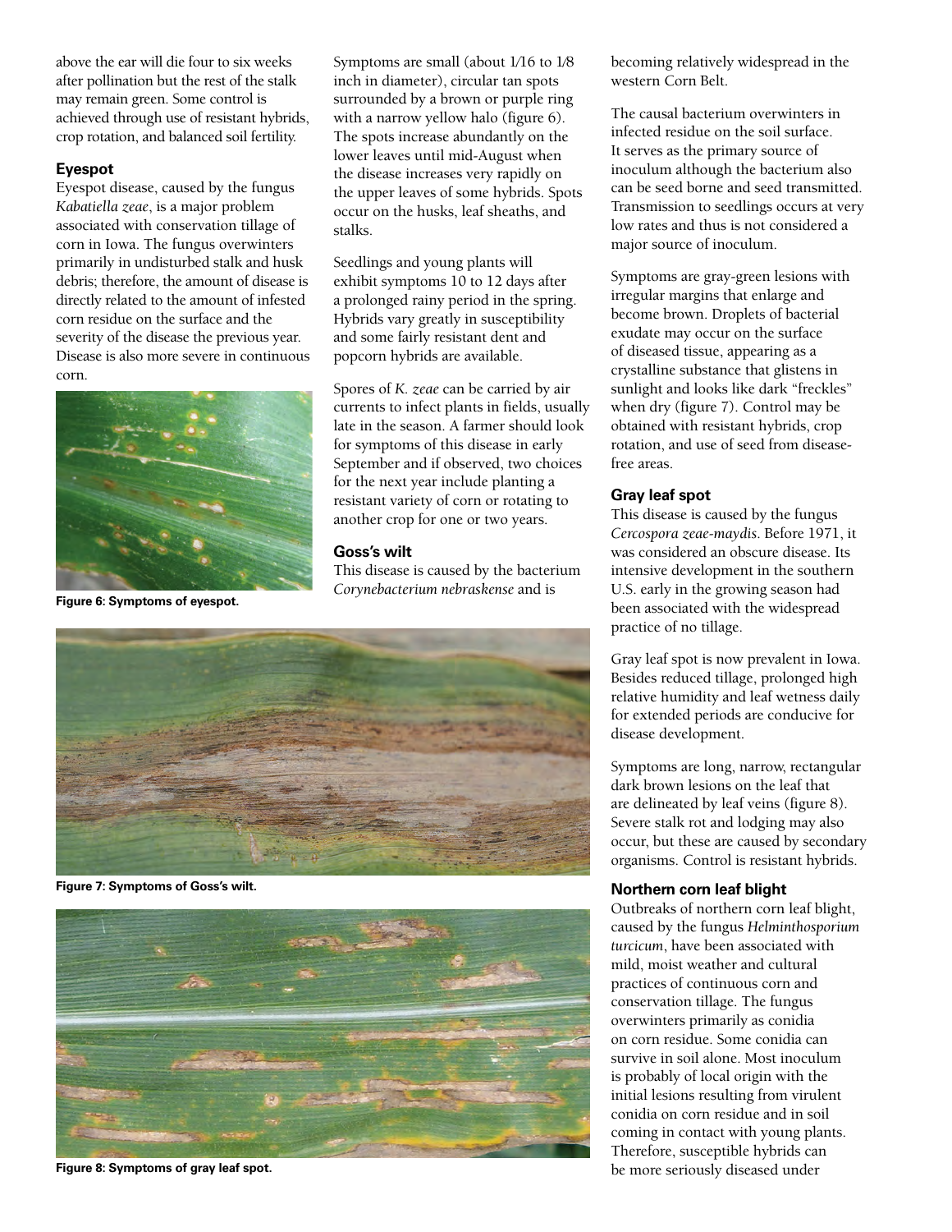above the ear will die four to six weeks after pollination but the rest of the stalk may remain green. Some control is achieved through use of resistant hybrids, crop rotation, and balanced soil fertility.

### Eyespot

Eyespot disease, caused by the fungus *Kabatiella zeae*, is a major problem associated with conservation tillage of corn in Iowa. The fungus overwinters primarily in undisturbed stalk and husk debris; therefore, the amount of disease is directly related to the amount of infested corn residue on the surface and the severity of the disease the previous year. Disease is also more severe in continuous corn.

**Figure 6: Symptoms of eyespot.**

Symptoms are small (about 1/16 to 1/8 inch in diameter), circular tan spots surrounded by a brown or purple ring with a narrow yellow halo (figure 6). The spots increase abundantly on the lower leaves until mid-August when the disease increases very rapidly on the upper leaves of some hybrids. Spots occur on the husks, leaf sheaths, and stalks.

Seedlings and young plants will exhibit symptoms 10 to 12 days after a prolonged rainy period in the spring. Hybrids vary greatly in susceptibility and some fairly resistant dent and popcorn hybrids are available.

Spores of *K. zeae* can be carried by air currents to infect plants in fields, usually late in the season. A farmer should look for symptoms of this disease in early September and if observed, two choices for the next year include planting a resistant variety of corn or rotating to another crop for one or two years.

### Goss's wilt

This disease is caused by the bacterium *Corynebacterium nebraskense* and is becoming relatively widespread in the western Corn Belt.

**Figure 7: Symptoms of Goss's wilt.**

**Figure 8: Symptoms of gray leaf spot.**

The causal bacterium overwinters in infected residue on the soil surface. It serves as the primary source of inoculum although the bacterium also can be seed borne and seed transmitted. Transmission to seedlings occurs at very low rates and thus is not considered a major source of inoculum.

Symptoms are gray-green lesions with irregular margins that enlarge and become brown. Droplets of bacterial exudate may occur on the surface of diseased tissue, appearing as a crystalline substance that glistens in sunlight and looks like dark "freckles" when dry (figure 7). Control may be obtained with resistant hybrids, crop rotation, and use of seed from disease-free areas.

### Gray leaf spot

This disease is caused by the fungus *Cercospora zeae-maydis*. Before 1971, it was considered an obscure disease. Its intensive development in the southern U.S. early in the growing season had been associated with the widespread practice of no tillage.

Gray leaf spot is now prevalent in Iowa. Besides reduced tillage, prolonged high relative humidity and leaf wetness daily for extended periods are conducive for disease development.

Symptoms are long, narrow, rectangular dark brown lesions on the leaf that are delineated by leaf veins (figure 8). Severe stalk rot and lodging may also occur, but these are caused by secondary organisms. Control is resistant hybrids.

### Northern corn leaf blight

Outbreaks of northern corn leaf blight, caused by the fungus *Helminthosporium turcicum*, have been associated with mild, moist weather and cultural practices of continuous corn and conservation tillage. The fungus overwinters primarily as conidia on corn residue. Some conidia can survive in soil alone. Most inoculum is probably of local origin with the initial lesions resulting from virulent conidia on corn residue and in soil coming in contact with young plants. Therefore, susceptible hybrids can be more seriously diseased under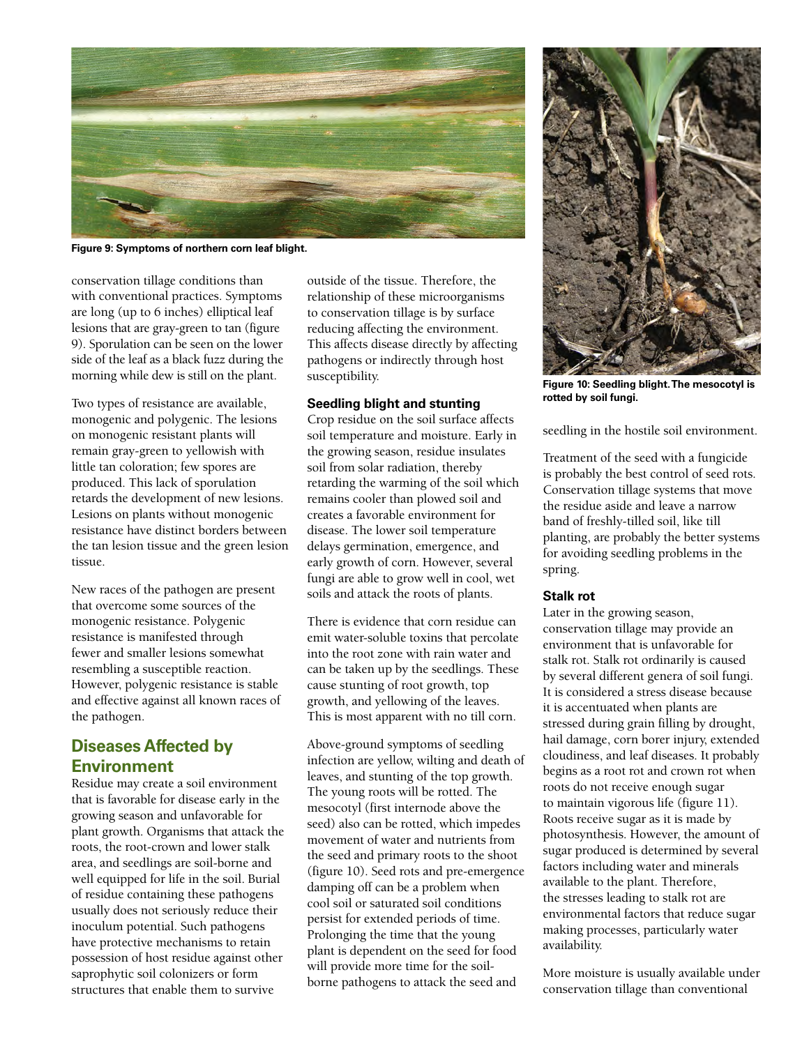Figure 9: Symptoms of northern corn leaf blight.

conservation tillage conditions than with conventional practices. Symptoms are long (up to 6 inches) elliptical leaf lesions that are gray-green to tan (figure 9). Sporulation can be seen on the lower side of the leaf as a black fuzz during the morning while dew is still on the plant.

Two types of resistance are available, monogenic and polygenic. The lesions on monogenic resistant plants will remain gray-green to yellowish with little tan coloration; few spores are produced. This lack of sporulation retards the development of new lesions. Lesions on plants without monogenic resistance have distinct borders between the tan lesion tissue and the green lesion tissue.

New races of the pathogen are present that overcome some sources of the monogenic resistance. Polygenic resistance is manifested through fewer and smaller lesions somewhat resembling a susceptible reaction. However, polygenic resistance is stable and effective against all known races of the pathogen.

## Diseases Affected by Environment

Residue may create a soil environment that is favorable for disease early in the growing season and unfavorable for plant growth. Organisms that attack the roots, the root-crown and lower stalk area, and seedlings are soil-borne and well equipped for life in the soil. Burial of residue containing these pathogens usually does not seriously reduce their inoculum potential. Such pathogens have protective mechanisms to retain possession of host residue against other saprophytic soil colonizers or form structures that enable them to survive outside of the tissue. Therefore, the relationship of these microorganisms to conservation tillage is by surface reducing affecting the environment. This affects disease directly by affecting pathogens or indirectly through host susceptibility.

### Seedling blight and stunting

Crop residue on the soil surface affects soil temperature and moisture. Early in the growing season, residue insulates soil from solar radiation, thereby retarding the warming of the soil which remains cooler than plowed soil and creates a favorable environment for disease. The lower soil temperature delays germination, emergence, and early growth of corn. However, several fungi are able to grow well in cool, wet soils and attack the roots of plants.

There is evidence that corn residue can emit water-soluble toxins that percolate into the root zone with rain water and can be taken up by the seedlings. These cause stunting of root growth, top growth, and yellowing of the leaves. This is most apparent with no till corn.

Above-ground symptoms of seedling infection are yellow, wilting and death of leaves, and stunting of the top growth. The young roots will be rotted. The mesocotyl (first internode above the seed) also can be rotted, which impedes movement of water and nutrients from the seed and primary roots to the shoot (figure 10). Seed rots and pre-emergence damping off can be a problem when cool soil or saturated soil conditions persist for extended periods of time. Prolonging the time that the young plant is dependent on the seed for food will provide more time for the soil-borne pathogens to attack the seed and seedling in the hostile soil environment.

Figure 10: Seedling blight. The mesocotyl is rotted by soil fungi.

Treatment of the seed with a fungicide is probably the best control of seed rots. Conservation tillage systems that move the residue aside and leave a narrow band of freshly-tilled soil, like till planting, are probably the better systems for avoiding seedling problems in the spring.

### Stalk rot

Later in the growing season, conservation tillage may provide an environment that is unfavorable for stalk rot. Stalk rot ordinarily is caused by several different genera of soil fungi. It is considered a stress disease because it is accentuated when plants are stressed during grain filling by drought, hail damage, corn borer injury, extended cloudiness, and leaf diseases. It probably begins as a root rot and crown rot when roots do not receive enough sugar to maintain vigorous life (figure 11). Roots receive sugar as it is made by photosynthesis. However, the amount of sugar produced is determined by several factors including water and minerals available to the plant. Therefore, the stresses leading to stalk rot are environmental factors that reduce sugar making processes, particularly water availability.

More moisture is usually available under conservation tillage than conventional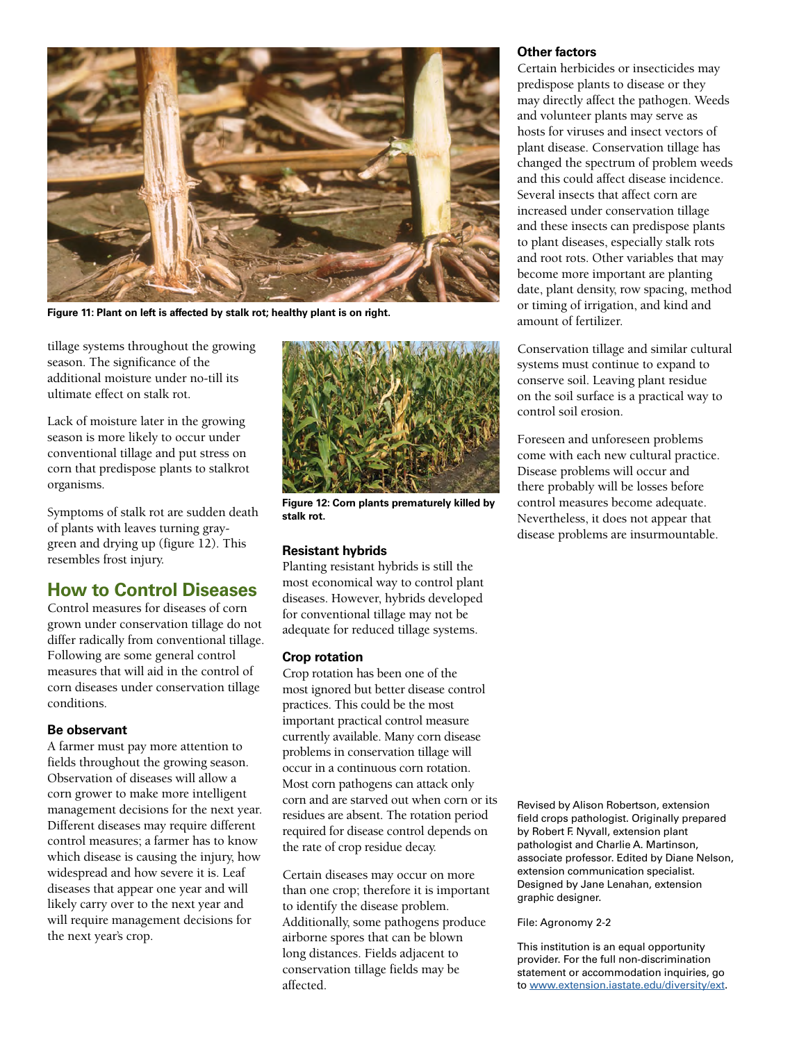Figure 11: Plant on left is affected by stalk rot; healthy plant is on right.

tillage systems throughout the growing season. The significance of the additional moisture under no-till its ultimate effect on stalk rot.

Lack of moisture later in the growing season is more likely to occur under conventional tillage and put stress on corn that predispose plants to stalkrot organisms.

Symptoms of stalk rot are sudden death of plants with leaves turning gray-green and drying up (figure 12). This resembles frost injury.

Figure 12: Corn plants prematurely killed by stalk rot.

## How to Control Diseases

Control measures for diseases of corn grown under conservation tillage do not differ radically from conventional tillage. Following are some general control measures that will aid in the control of corn diseases under conservation tillage conditions.

### Be observant

A farmer must pay more attention to fields throughout the growing season. Observation of diseases will allow a corn grower to make more intelligent management decisions for the next year. Different diseases may require different control measures; a farmer has to know which disease is causing the injury, how widespread and how severe it is. Leaf diseases that appear one year and will likely carry over to the next year and will require management decisions for the next year's crop.

### Resistant hybrids

Planting resistant hybrids is still the most economical way to control plant diseases. However, hybrids developed for conventional tillage may not be adequate for reduced tillage systems.

### Crop rotation

Crop rotation has been one of the most ignored but better disease control practices. This could be the most important practical control measure currently available. Many corn disease problems in conservation tillage will occur in a continuous corn rotation. Most corn pathogens can attack only corn and are starved out when corn or its residues are absent. The rotation period required for disease control depends on the rate of crop residue decay.

Certain diseases may occur on more than one crop; therefore it is important to identify the disease problem. Additionally, some pathogens produce airborne spores that can be blown long distances. Fields adjacent to conservation tillage fields may be affected.

### Other factors

Certain herbicides or insecticides may predispose plants to disease or they may directly affect the pathogen. Weeds and volunteer plants may serve as hosts for viruses and insect vectors of plant disease. Conservation tillage has changed the spectrum of problem weeds and this could affect disease incidence. Several insects that affect corn are increased under conservation tillage and these insects can predispose plants to plant diseases, especially stalk rots and root rots. Other variables that may become more important are planting date, plant density, row spacing, method or timing of irrigation, and kind and amount of fertilizer.

Conservation tillage and similar cultural systems must continue to expand to conserve soil. Leaving plant residue on the soil surface is a practical way to control soil erosion.

Foreseen and unforeseen problems come with each new cultural practice. Disease problems will occur and there probably will be losses before control measures become adequate. Nevertheless, it does not appear that disease problems are insurmountable.

Revised by Alison Robertson, extension field crops pathologist. Originally prepared by Robert F. Nyvall, extension plant pathologist and Charlie A. Martinson, associate professor. Edited by Diane Nelson, extension communication specialist. Designed by Jane Lenahan, extension graphic designer.

File: Agronomy 2-2

This institution is an equal opportunity provider. For the full non-discrimination statement or accommodation inquiries, go to www.extension.iastate.edu/diversity/ext.